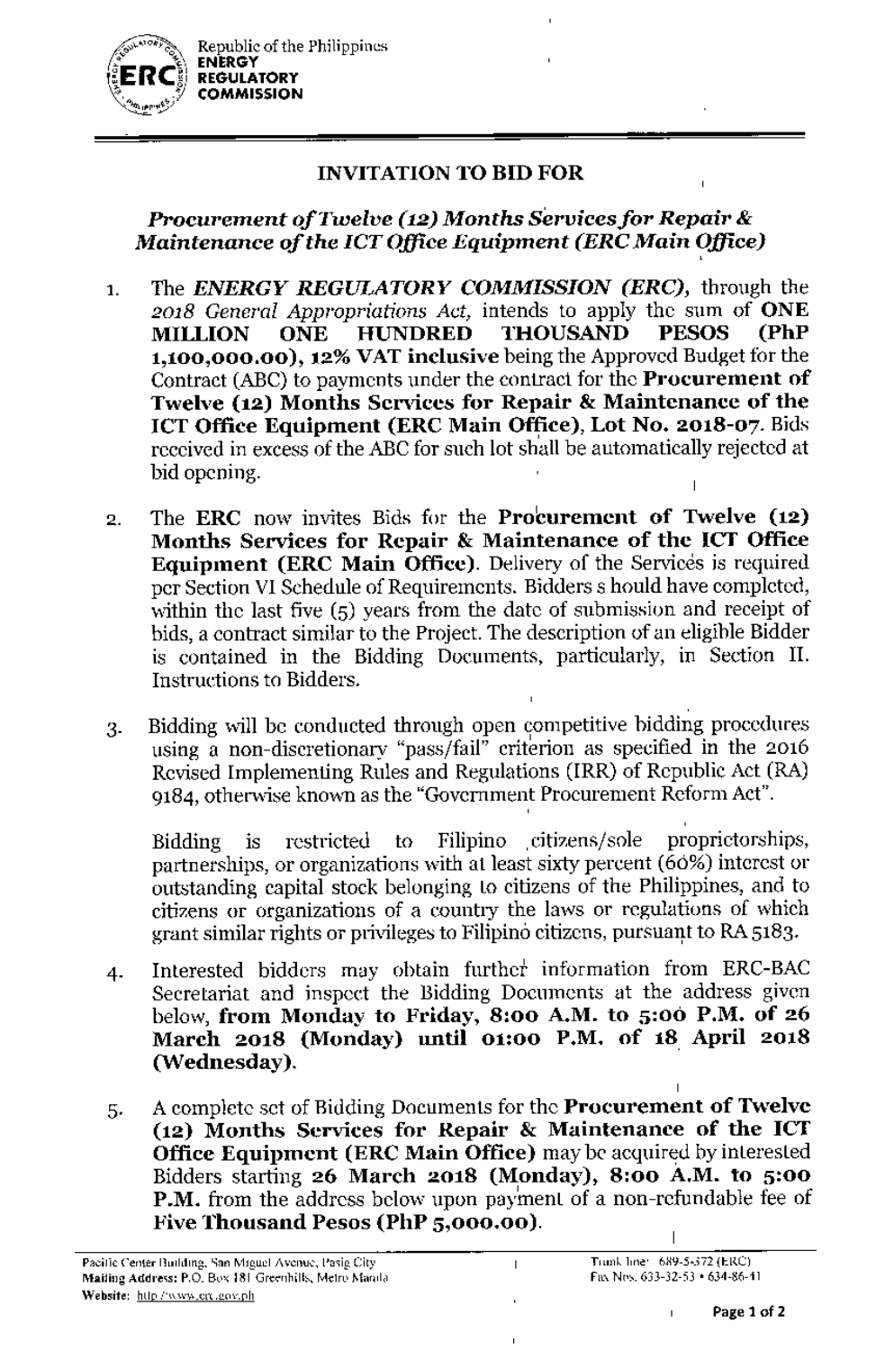Republic of the Philippines
**ENERGY REGULATORY COMMISSION**

## INVITATION TO BID FOR

***Procurement of Twelve (12) Months Services for Repair & Maintenance of the ICT Office Equipment (ERC Main Office)***

1. The ***ENERGY REGULATORY COMMISSION (ERC),*** through the *2018 General Appropriations Act*, intends to apply the sum of **ONE MILLION ONE HUNDRED THOUSAND PESOS (PhP 1,100,000.00), 12% VAT inclusive** being the Approved Budget for the Contract (ABC) to payments under the contract for the **Procurement of Twelve (12) Months Services for Repair & Maintenance of the ICT Office Equipment (ERC Main Office), Lot No. 2018-07.** Bids received in excess of the ABC for such lot shall be automatically rejected at bid opening.

2. The **ERC** now invites Bids for the **Procurement of Twelve (12) Months Services for Repair & Maintenance of the ICT Office Equipment (ERC Main Office).** Delivery of the Services is required per Section VI Schedule of Requirements. Bidders s hould have completed, within the last five (5) years from the date of submission and receipt of bids, a contract similar to the Project. The description of an eligible Bidder is contained in the Bidding Documents, particularly, in Section II. Instructions to Bidders.

3. Bidding will be conducted through open competitive bidding procedures using a non-discretionary "pass/fail" criterion as specified in the 2016 Revised Implementing Rules and Regulations (IRR) of Republic Act (RA) 9184, otherwise known as the "Government Procurement Reform Act".

   Bidding is restricted to Filipino citizens/sole proprietorships, partnerships, or organizations with at least sixty percent (60%) interest or outstanding capital stock belonging to citizens of the Philippines, and to citizens or organizations of a country the laws or regulations of which grant similar rights or privileges to Filipino citizens, pursuant to RA 5183.

4. Interested bidders may obtain further information from ERC-BAC Secretariat and inspect the Bidding Documents at the address given below, **from Monday to Friday, 8:00 A.M. to 5:00 P.M. of 26 March 2018 (Monday) until 01:00 P.M. of 18 April 2018 (Wednesday).**

5. A complete set of Bidding Documents for the **Procurement of Twelve (12) Months Services for Repair & Maintenance of the ICT Office Equipment (ERC Main Office)** may be acquired by interested Bidders starting **26 March 2018 (Monday), 8:00 A.M. to 5:00 P.M.** from the address below upon payment of a non-refundable fee of **Five Thousand Pesos (PhP 5,000.00).**

Pacific Center Building, San Miguel Avenue, Pasig City
Mailing Address: P.O. Box 181 Greenhills, Metro Manila
Website: http://www.erc.gov.ph

Trunk line: 689-5-372 (ERC)
Fax Nos. 633-32-53 • 634-86-41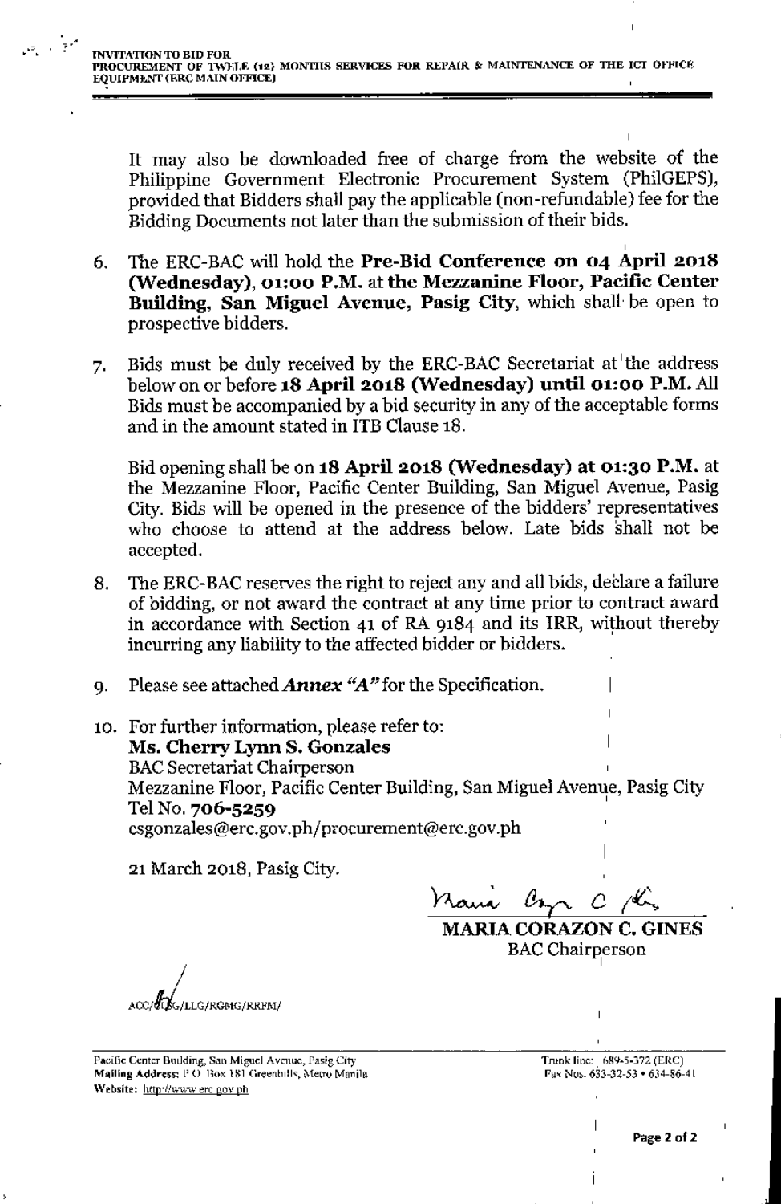It may also be downloaded free of charge from the website of the Philippine Government Electronic Procurement System (PhilGEPS), provided that Bidders shall pay the applicable (non-refundable) fee for the Bidding Documents not later than the submission of their bids.

6. The ERC-BAC will hold the **Pre-Bid Conference on 04 April 2018 (Wednesday), 01:00 P.M.** at **the Mezzanine Floor, Pacific Center Building, San Miguel Avenue, Pasig City**, which shall be open to prospective bidders.

7. Bids must be duly received by the ERC-BAC Secretariat at the address below on or before **18 April 2018 (Wednesday) until 01:00 P.M.** All Bids must be accompanied by a bid security in any of the acceptable forms and in the amount stated in ITB Clause 18.

   Bid opening shall be on **18 April 2018 (Wednesday) at 01:30 P.M.** at the Mezzanine Floor, Pacific Center Building, San Miguel Avenue, Pasig City. Bids will be opened in the presence of the bidders' representatives who choose to attend at the address below. Late bids shall not be accepted.

8. The ERC-BAC reserves the right to reject any and all bids, declare a failure of bidding, or not award the contract at any time prior to contract award in accordance with Section 41 of RA 9184 and its IRR, without thereby incurring any liability to the affected bidder or bidders.

9. Please see attached ***Annex "A"*** for the Specification.

10. For further information, please refer to:
    **Ms. Cherry Lynn S. Gonzales**
    BAC Secretariat Chairperson
    Mezzanine Floor, Pacific Center Building, San Miguel Avenue, Pasig City
    Tel No. **706-5259**
    csgonzales@erc.gov.ph/procurement@erc.gov.ph

    21 March 2018, Pasig City.

**MARIA CORAZON C. GINES**
BAC Chairperson

ACC/CSG/LLG/RGMG/RRFM/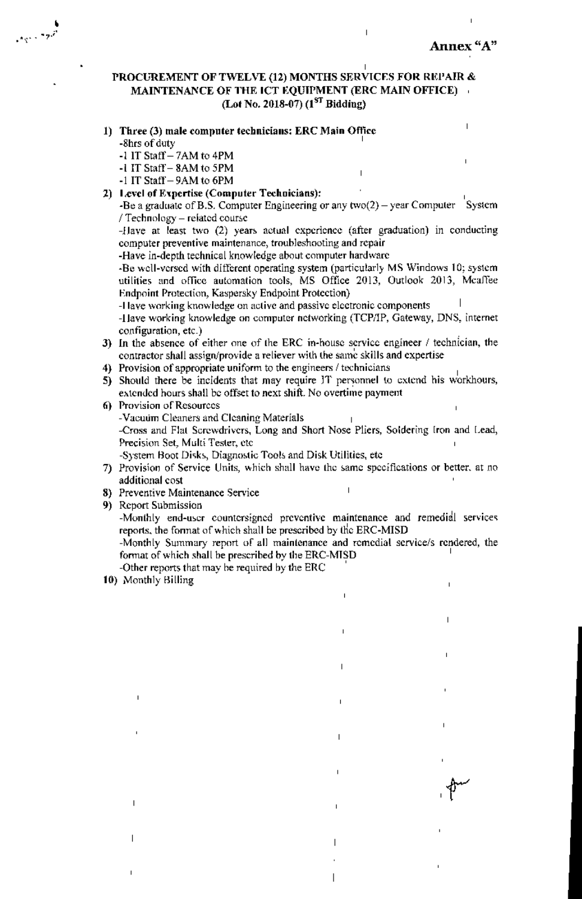**Annex "A"**

**PROCUREMENT OF TWELVE (12) MONTHS SERVICES FOR REPAIR & MAINTENANCE OF THE ICT EQUIPMENT (ERC MAIN OFFICE) (Lot No. 2018-07) (1ST Bidding)**

1) **Three (3) male computer technicians: ERC Main Office**
   - 8hrs of duty
   - 1 IT Staff – 7AM to 4PM
   - 1 IT Staff – 8AM to 5PM
   - 1 IT Staff – 9AM to 6PM
2) **Level of Expertise (Computer Technicians):**
   - Be a graduate of B.S. Computer Engineering or any two(2) – year Computer System / Technology – related course
   - Have at least two (2) years actual experience (after graduation) in conducting computer preventive maintenance, troubleshooting and repair
   - Have in-depth technical knowledge about computer hardware
   - Be well-versed with different operating system (particularly MS Windows 10; system utilities and office automation tools, MS Office 2013, Outlook 2013, Mcaffee Endpoint Protection, Kaspersky Endpoint Protection)
   - Have working knowledge on active and passive electronic components
   - Have working knowledge on computer networking (TCP/IP, Gateway, DNS, internet configuration, etc.)
3) In the absence of either one of the ERC in-house service engineer / technician, the contractor shall assign/provide a reliever with the same skills and expertise
4) Provision of appropriate uniform to the engineers / technicians
5) Should there be incidents that may require IT personnel to extend his workhours, extended hours shall be offset to next shift. No overtime payment
6) Provision of Resources
   - Vacuum Cleaners and Cleaning Materials
   - Cross and Flat Screwdrivers, Long and Short Nose Pliers, Soldering Iron and Lead, Precision Set, Multi Tester, etc
   - System Boot Disks, Diagnostic Tools and Disk Utilities, etc
7) Provision of Service Units, which shall have the same specifications or better, at no additional cost
8) Preventive Maintenance Service
9) Report Submission
   - Monthly end-user countersigned preventive maintenance and remedial services reports, the format of which shall be prescribed by the ERC-MISD
   - Monthly Summary report of all maintenance and remedial service/s rendered, the format of which shall be prescribed by the ERC-MISD
   - Other reports that may be required by the ERC
10) Monthly Billing